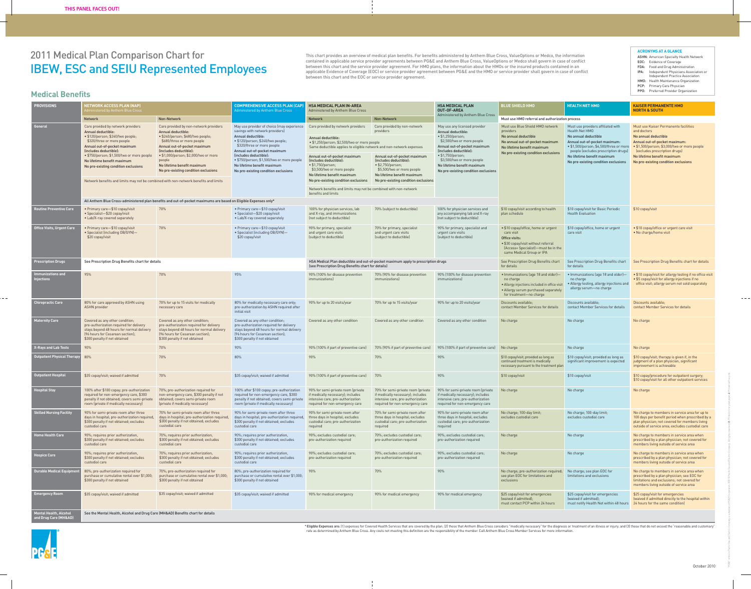# 2011 Medical Plan Comparison Chart for IBEW, ESC and SEIU Represented Employees

This chart provides an overview of medical plan benefits. For benefits administered by Anthem Blue Cross, ValueOptions or Medco, the information contained in applicable service provider agreements between PG&E and Anthem Blue Cross, ValueOptions or Medco shall govern in case of conflict between this chart and the service provider agreement. For HMO plans, the information about the HMOs or the insured products contained in an applicable Evidence of Coverage (EOC) or service provider agreement between PG&E and the HMO or service provider shall govern in case of conflict between this chart and the EOC or service provider agreement.

**ACRONYMS AT A GLANCE**

- ASHN: American Specialty Health Network
- EOC: Evidence of Coverage
- FDA: Food and Drug Administration
- IPA: Independent Physicians Association or Independent Practice Association
- HMO: Health Maintenance Organization
- PCP: Primary Care Physician
- PPO: Preferred Provider Organization

## Medical Benefits

| PROVISIONS | NETWORK ACCESS PLAN (NAP) Administered by Anthem Blue Cross | | COMPREHENSIVE ACCESS PLAN (CAP) Administered by Anthem Blue Cross | HSA MEDICAL PLAN IN-AREA Administered by Anthem Blue Cross | | HSA MEDICAL PLAN OUT-OF-AREA Administered by Anthem Blue Cross | BLUE SHIELD HMO | HEALTH NET HMO | KAISER PERMANENTE HMO NORTH & SOUTH |
|---|---|---|---|---|---|---|---|---|---|
| | Network | Non-Network | | Network | Non-Network | | Must use HMO referral and authorization process | | |
| General | Care provided by network providers<br>Annual deductible:<br>• $120/person; $240/two people; $320/three or more people<br>Annual out-of-pocket maximum (includes deductible):<br>• $750/person; $1,500/two or more people<br>No lifetime benefit maximum<br>No pre-existing condition exclusions<br>Network benefits and limits may not be combined with non-network benefits and limits<br>All Anthem Blue Cross-administered plan benefits and out-of-pocket maximums are based on Eligible Expenses only* | Care provided by non-network providers<br>Annual deductible:<br>• $240/person; $480/two people; $680/three or more people<br>Annual out-of-pocket maximum (includes deductible):<br>• $1,000/person; $2,000/two or more people<br>No lifetime benefit maximum<br>No pre-existing condition exclusions | May use provider of choice (may experience savings with network providers)<br>Annual deductible:<br>• $120/person; $240/two people; $320/three or more people<br>Annual out-of-pocket maximum (includes deductible):<br>• $750/person; $1,500/two or more people<br>No lifetime benefit maximum<br>No pre-existing condition exclusions | Care provided by network providers<br>Annual deductible:<br>• $1,250/person; $2,500/two or more people<br>Same deductible applies to eligible network and non-network expenses<br>Annual out-of-pocket maximum (includes deductible):<br>• $1,750/person; $3,500/two or more people<br>No lifetime benefit maximum<br>No pre-existing condition exclusions<br>Network benefits and limits may not be combined with non-network benefits and limits | Care provided by non-network providers<br>Annual out-of-pocket maximum (includes deductible):<br>• $2,750/person; $5,500/two or more people<br>No lifetime benefit maximum<br>No pre-existing condition exclusions | May use any licensed provider<br>Annual deductible:<br>• $1,250/person; $2,500/two or more people<br>Annual out-of-pocket maximum (includes deductible):<br>• $1,750/person; $3,500/two or more people<br>No lifetime benefit maximum<br>No pre-existing condition exclusions | Must use Blue Shield HMO network providers<br>No annual deductible<br>No annual out-of-pocket maximum<br>No lifetime benefit maximum<br>No pre-existing condition exclusions | Must use providers affiliated with Health Net HMO<br>No annual deductible<br>Annual out-of-pocket maximum:<br>• $1,500/person; $4,500/three or more people (excludes prescription drugs)<br>No lifetime benefit maximum<br>No pre-existing condition exclusions | Must use Kaiser Permanente facilities and doctors<br>No annual deductible<br>Annual out-of-pocket maximum:<br>• $1,500/person; $3,000/two or more people (excludes prescription drugs)<br>No lifetime benefit maximum<br>No pre-existing condition exclusions |
| Routine Preventive Care | • Primary care—$10 copay/visit<br>• Specialist—$20 copay/visit<br>• Lab/X-ray covered separately | 70% | • Primary care—$10 copay/visit<br>• Specialist—$20 copay/visit<br>• Lab/X-ray covered separately | 100% for physician services, lab and X-ray, and immunizations (not subject to deductible) | 70% (subject to deductible) | 100% for physician services and any accompanying lab and X-ray (not subject to deductible) | $10 copay/visit according to health plan schedule | $10 copay/visit for Basic Periodic Health Evaluation | $10 copay/visit |
| Office Visits, Urgent Care | • Primary care—$10 copay/visit<br>• Specialist (including OB/GYN)—$20 copay/visit | 70% | • Primary care—$10 copay/visit<br>• Specialist (including OB/GYN)—$20 copay/visit | 90% for primary, specialist and urgent care visits (subject to deductible) | 70% for primary, specialist and urgent care visits (subject to deductible) | 90% for primary, specialist and urgent care visits (subject to deductible) | • $10 copay/office, home or urgent care visit<br>Office visits:<br>• $30 copay/visit without referral (Access+ Specialist)—must be in the same Medical Group or IPA | $10 copay/office, home or urgent care visit | • $10 copay/office or urgent care visit<br>• No charge/home visit |
| Prescription Drugs | See Prescription Drug Benefits chart for details | | | HSA Medical Plan deductible and out-of-pocket maximum apply to prescription drugs (see Prescription Drug Benefits chart for details) | | | See Prescription Drug Benefits chart for details | See Prescription Drug Benefits chart for details | See Prescription Drug Benefits chart for details |
| Immunizations and Injections | 95% | 70% | 95% | 90% (100% for disease prevention immunizations) | 70% (90% for disease prevention immunizations) | 90% (100% for disease prevention immunizations) | • Immunizations (age 18 and older)—no charge<br>• Allergy injections included in office visit<br>• Allergy serum purchased separately for treatment—no charge | • Immunizations (age 18 and older)—no charge<br>• Allergy testing, allergy injections and allergy serum—no charge | • $10 copay/visit for allergy testing if no office visit<br>• $5 copay/visit for allergy injections if no office visit; allergy serum not sold separately |
| Chiropractic Care | 80% for care approved by ASHN using ASHN provider | 70% for up to 15 visits for medically necessary care | 80% for medically necessary care only; pre-authorization by ASHN required after initial visit | 90% for up to 20 visits/year | 70% for up to 15 visits/year | 90% for up to 20 visits/year | Discounts available; contact Member Services for details | Discounts available; contact Member Services for details | Discounts available; contact Member Services for details |
| Maternity Care | Covered as any other condition; pre-authorization required for delivery stays beyond 48 hours for normal delivery (96 hours for Cesarean section); $300 penalty if not obtained | Covered as any other condition; pre-authorization required for delivery stays beyond 48 hours for normal delivery (96 hours for Cesarean section); $300 penalty if not obtained | Covered as any other condition; pre-authorization required for delivery stays beyond 48 hours for normal delivery (96 hours for Cesarean section); $300 penalty if not obtained | Covered as any other condition | Covered as any other condition | Covered as any other condition | No charge | No charge | No charge |
| X-Rays and Lab Tests | 90% | 70% | 90% | 90% (100% if part of preventive care) | 70% (90% if part of preventive care) | 90% (100% if part of preventive care) | No charge | No charge | No charge |
| Outpatient Physical Therapy | 80% | 70% | 80% | 90% | 70% | 90% | $10 copay/visit; provided as long as continued treatment is medically necessary pursuant to the treatment plan | $10 copay/visit; provided as long as significant improvement is expected | $10 copay/visit; therapy is given if, in the judgment of a plan physician, significant improvement is achievable |
| Outpatient Hospital | $35 copay/visit; waived if admitted | 70% | $35 copay/visit; waived if admitted | 90% (100% if part of preventive care) | 70% | 90% | $10 copay/visit | $10 copay/visit | $10 copay/procedure for outpatient surgery; $10 copay/visit for all other outpatient services |
| Hospital Stay | 100% after $100 copay; pre-authorization required for non-emergency care, $300 penalty if not obtained; covers semi-private room (private if medically necessary) | 70%; pre-authorization required for non-emergency care, $300 penalty if not obtained; covers semi-private room (private if medically necessary) | 100% after $100 copay; pre-authorization required for non-emergency care, $300 penalty if not obtained; covers semi-private room (private if medically necessary) | 90% for semi-private room (private if medically necessary); includes intensive care; pre-authorization required for non-emergency care | 70% for semi-private room (private if medically necessary); includes intensive care; pre-authorization required for non-emergency care | 90% for semi-private room (private if medically necessary); includes intensive care; pre-authorization required for non-emergency care | No charge | No charge | No charge |
| Skilled Nursing Facility | 90% for semi-private room after three days in hospital; pre-authorization required, $300 penalty if not obtained; excludes custodial care | 70% for semi-private room after three days in hospital; pre-authorization required, $300 penalty if not obtained; excludes custodial care | 90% for semi-private room after three days in hospital; pre-authorization required, $300 penalty if not obtained; excludes custodial care | 90% for semi-private room after three days in hospital; excludes custodial care; pre-authorization required | 70% for semi-private room after three days in hospital; excludes custodial care; pre-authorization required | 90% for semi-private room after three days in hospital; excludes custodial care; pre-authorization required | No charge; 100-day limit; excludes custodial care | No charge; 100-day limit; excludes custodial care | No charge to members in service area for up to 100 days per benefit period when prescribed by a plan physician; not covered for members living outside of service area; excludes custodial care |
| Home Health Care | 90%; requires prior authorization, $300 penalty if not obtained; excludes custodial care | 70%; requires prior authorization, $300 penalty if not obtained; excludes custodial care | 90%; requires prior authorization, $300 penalty if not obtained; excludes custodial care | 90%; excludes custodial care; pre-authorization required | 70%; excludes custodial care; pre-authorization required | 90%; excludes custodial care; pre-authorization required | No charge | No charge | No charge to members in service area when prescribed by a plan physician; not covered for members living outside of service area |
| Hospice Care | 90%; requires prior authorization, $300 penalty if not obtained; excludes custodial care | 70%; requires prior authorization, $300 penalty if not obtained; excludes custodial care | 90%; requires prior authorization, $300 penalty if not obtained; excludes custodial care | 90%; excludes custodial care; pre-authorization required | 70%; excludes custodial care; pre-authorization required | 90%; excludes custodial care; pre-authorization required | No charge | No charge | No charge to members in service area when prescribed by a plan physician; not covered for members living outside of service area |
| Durable Medical Equipment | 80%; pre-authorization required for purchase or cumulative rental over $1,000; $300 penalty if not obtained | 70%; pre-authorization required for purchase or cumulative rental over $1,000; $300 penalty if not obtained | 80%; pre-authorization required for purchase or cumulative rental over $1,000; $300 penalty if not obtained | 90% | 70% | 90% | No charge; pre-authorization required; see plan EOC for limitations and exclusions | No charge; see plan EOC for limitations and exclusions | No charge to members in service area when prescribed by a plan physician; see EOC for limitations and exclusions; not covered for members living outside of service area |
| Emergency Room | $35 copay/visit; waived if admitted | $35 copay/visit; waived if admitted | $35 copay/visit; waived if admitted | 90% for medical emergency | 90% for medical emergency | 90% for medical emergency | $25 copay/visit for emergencies (waived if admitted); must contact PCP within 24 hours | $25 copay/visit for emergencies (waived if admitted); must notify Health Net within 48 hours | $25 copay/visit for emergencies (waived if admitted directly to the hospital within 24 hours for the same condition) |
| Mental Health, Alcohol and Drug Care (MH&AD) | See the Mental Health, Alcohol and Drug Care (MH&AD) Benefits chart for details | | | | | | | | |

* Eligible Expenses are: (1) expenses for Covered Health Services that are covered by the plan; (2) those that Anthem Blue Cross considers "medically necessary" for the diagnosis or treatment of an illness or injury; and (3) those that do not exceed the "reasonable and customary" rate as determined by Anthem Blue Cross. Any costs not meeting this definition are the responsibility of the member. Call Anthem Blue Cross Member Services for more information.

October 2010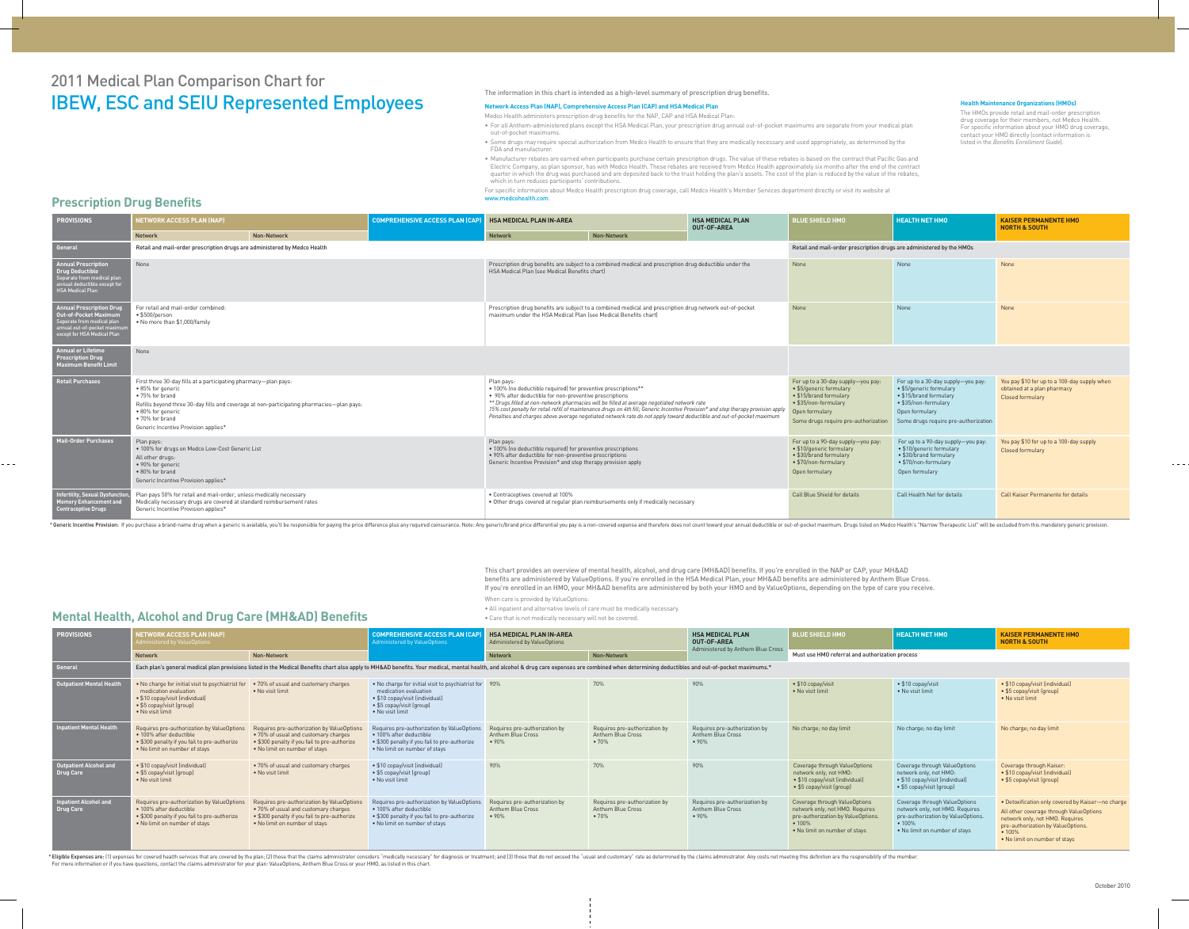# 2011 Medical Plan Comparison Chart for
# IBEW, ESC and SEIU Represented Employees

## Prescription Drug Benefits

The information in this chart is intended as a high-level summary of prescription drug benefits.

**Network Access Plan (NAP), Comprehensive Access Plan (CAP) and HSA Medical Plan**

Medco Health administers prescription drug benefits for the NAP, CAP and HSA Medical Plan:

- For all Anthem-administered plans except the HSA Medical Plan, your prescription drug annual out-of-pocket maximums are separate from your medical plan out-of-pocket maximums.
- Some drugs may require special authorization from Medco Health to ensure that they are medically necessary and used appropriately, as determined by the FDA and manufacturer.
- Manufacturer rebates are earned when participants purchase certain prescription drugs. The value of these rebates is based on the contract that Pacific Gas and Electric Company, as plan sponsor, has with Medco Health. These rebates are received from Medco Health approximately six months after the end of the contract quarter in which the drug was purchased and are deposited back to the trust holding the plan's assets. The cost of the plan is reduced by the value of the rebates, which in turn reduces participants' contributions.

For specific information about Medco Health prescription drug coverage, call Medco Health's Member Services department directly or visit its website at www.medcohealth.com.

**Health Maintenance Organizations (HMOs)**

The HMOs provide retail and mail-order prescription drug coverage for their members, not Medco Health. For specific information about your HMO drug coverage, contact your HMO directly (contact information is listed in the *Benefits Enrollment Guide*).

| PROVISIONS | NETWORK ACCESS PLAN (NAP) | | COMPREHENSIVE ACCESS PLAN (CAP) | HSA MEDICAL PLAN IN-AREA | | HSA MEDICAL PLAN OUT-OF-AREA | BLUE SHIELD HMO | HEALTH NET HMO | KAISER PERMANENTE HMO NORTH & SOUTH |
|---|---|---|---|---|---|---|---|---|---|
| | Network | Non-Network | | Network | Non-Network | | | | |
| **General** | Retail and mail-order prescription drugs are administered by Medco Health | | | | | | Retail and mail-order prescription drugs are administered by the HMOs | | |
| **Annual Prescription Drug Deductible** Separate from medical plan annual deductible except for HSA Medical Plan | None | | | Prescription drug benefits are subject to a combined medical and prescription drug deductible under the HSA Medical Plan (see Medical Benefits chart) | | | None | None | None |
| **Annual Prescription Drug Out-of-Pocket Maximum** Separate from medical plan annual out-of-pocket maximum except for HSA Medical Plan | For retail and mail-order combined:<br>• $500/person<br>• No more than $1,000/family | | | Prescription drug benefits are subject to a combined medical and prescription drug network out-of-pocket maximum under the HSA Medical Plan (see Medical Benefits chart) | | | None | None | None |
| **Annual or Lifetime Prescription Drug Maximum Benefit Limit** | None | | | | | | | | |
| **Retail Purchases** | First three 30-day fills at a participating pharmacy—plan pays:<br>• 85% for generic<br>• 75% for brand<br>Refills beyond three 30-day fills and coverage at non-participating pharmacies—plan pays:<br>• 80% for generic<br>• 70% for brand<br>Generic Incentive Provision applies* | | | Plan pays:<br>• 100% (no deductible required) for preventive prescriptions**<br>• 90% after deductible for non-preventive prescriptions<br>** Drugs filled at non-network pharmacies will be filled at average negotiated network rate<br>15% cost penalty for retail refill of maintenance drugs on 4th fill; Generic Incentive Provision* and step therapy provision apply<br>Penalties and charges above average negotiated network rate do not apply toward deductible and out-of-pocket maximum | | | For up to a 30-day supply—you pay:<br>• $5/generic formulary<br>• $15/brand formulary<br>• $35/non-formulary<br>Open formulary<br>Some drugs require pre-authorization | For up to a 30-day supply—you pay:<br>• $5/generic formulary<br>• $15/brand formulary<br>• $35/non-formulary<br>Open formulary<br>Some drugs require pre-authorization | You pay $10 for up to a 100-day supply when obtained at a plan pharmacy<br>Closed formulary |
| **Mail-Order Purchases** | Plan pays:<br>• 100% for drugs on Medco Low-Cost Generic List<br>All other drugs:<br>• 90% for generic<br>• 80% for brand<br>Generic Incentive Provision applies* | | | Plan pays:<br>• 100% (no deductible required) for preventive prescriptions<br>• 90% after deductible for non-preventive prescriptions<br>Generic Incentive Provision* and step therapy provision apply | | | For up to a 90-day supply—you pay:<br>• $10/generic formulary<br>• $30/brand formulary<br>• $70/non-formulary<br>Open formulary | For up to a 90-day supply—you pay:<br>• $10/generic formulary<br>• $30/brand formulary<br>• $70/non-formulary<br>Open formulary | You pay $10 for up to a 100-day supply<br>Closed formulary |
| **Infertility, Sexual Dysfunction, Memory Enhancement and Contraceptive Drugs** | Plan pays 50% for retail and mail-order, unless medically necessary<br>Medically necessary drugs are covered at standard reimbursement rates<br>Generic Incentive Provision applies* | | | • Contraceptives covered at 100%<br>• Other drugs covered at regular plan reimbursements only if medically necessary | | | Call Blue Shield for details | Call Health Net for details | Call Kaiser Permanente for details |

* **Generic Incentive Provision:** If you purchase a brand-name drug when a generic is available, you'll be responsible for paying the price difference plus any required coinsurance. Note: Any generic/brand price differential you pay is a non-covered expense and therefore does not count toward your annual deductible or out-of-pocket maximum. Drugs listed on Medco Health's "Narrow Therapeutic List" will be excluded from this mandatory generic provision.

## Mental Health, Alcohol and Drug Care (MH&AD) Benefits

This chart provides an overview of mental health, alcohol, and drug care (MH&AD) benefits. If you're enrolled in the NAP or CAP, your MH&AD benefits are administered by ValueOptions. If you're enrolled in the HSA Medical Plan, your MH&AD benefits are administered by Anthem Blue Cross. If you're enrolled in an HMO, your MH&AD benefits are administered by both your HMO and by ValueOptions, depending on the type of care you receive.

When care is provided by ValueOptions:

- All inpatient and alternative levels of care must be medically necessary.
- Care that is not medically necessary will not be covered.

| PROVISIONS | NETWORK ACCESS PLAN (NAP) Administered by ValueOptions | | COMPREHENSIVE ACCESS PLAN (CAP) Administered by ValueOptions | HSA MEDICAL PLAN IN-AREA Administered by ValueOptions | | HSA MEDICAL PLAN OUT-OF-AREA Administered by Anthem Blue Cross | BLUE SHIELD HMO | HEALTH NET HMO | KAISER PERMANENTE HMO NORTH & SOUTH |
|---|---|---|---|---|---|---|---|---|---|
| | Network | Non-Network | | Network | Non-Network | | Must use HMO referral and authorization process | | |
| **General** | Each plan's general medical plan provisions listed in the Medical Benefits chart also apply to MH&AD benefits. Your medical, mental health, and alcohol & drug care expenses are combined when determining deductibles and out-of-pocket maximums.* | | | | | | | | |
| **Outpatient Mental Health** | • No charge for initial visit to psychiatrist for medication evaluation<br>• $10 copay/visit (individual)<br>• $5 copay/visit (group)<br>• No visit limit | • 70% of usual and customary charges<br>• No visit limit | • No charge for initial visit to psychiatrist for medication evaluation<br>• $10 copay/visit (individual)<br>• $5 copay/visit (group)<br>• No visit limit | 90% | 70% | 90% | • $10 copay/visit<br>• No visit limit | • $10 copay/visit<br>• No visit limit | • $10 copay/visit (individual)<br>• $5 copay/visit (group)<br>• No visit limit |
| **Inpatient Mental Health** | Requires pre-authorization by ValueOptions<br>• 100% after deductible<br>• $300 penalty if you fail to pre-authorize<br>• No limit on number of stays | Requires pre-authorization by ValueOptions<br>• 70% of usual and customary charges<br>• $300 penalty if you fail to pre-authorize<br>• No limit on number of stays | Requires pre-authorization by ValueOptions<br>• 100% after deductible<br>• $300 penalty if you fail to pre-authorize<br>• No limit on number of stays | Requires pre-authorization by Anthem Blue Cross<br>• 90% | Requires pre-authorization by Anthem Blue Cross<br>• 70% | Requires pre-authorization by Anthem Blue Cross<br>• 90% | No charge; no day limit | No charge; no day limit | No charge; no day limit |
| **Outpatient Alcohol and Drug Care** | • $10 copay/visit (individual)<br>• $5 copay/visit (group)<br>• No visit limit | • 70% of usual and customary charges<br>• No visit limit | • $10 copay/visit (individual)<br>• $5 copay/visit (group)<br>• No visit limit | 90% | 70% | 90% | Coverage through ValueOptions network only, not HMO:<br>• $10 copay/visit (individual)<br>• $5 copay/visit (group) | Coverage through ValueOptions network only, not HMO:<br>• $10 copay/visit (individual)<br>• $5 copay/visit (group) | Coverage through Kaiser:<br>• $10 copay/visit (individual)<br>• $5 copay/visit (group) |
| **Inpatient Alcohol and Drug Care** | Requires pre-authorization by ValueOptions<br>• 100% after deductible<br>• $300 penalty if you fail to pre-authorize<br>• No limit on number of stays | Requires pre-authorization by ValueOptions<br>• 70% of usual and customary charges<br>• $300 penalty if you fail to pre-authorize<br>• No limit on number of stays | Requires pre-authorization by ValueOptions<br>• 100% after deductible<br>• $300 penalty if you fail to pre-authorize<br>• No limit on number of stays | Requires pre-authorization by Anthem Blue Cross<br>• 90% | Requires pre-authorization by Anthem Blue Cross<br>• 70% | Requires pre-authorization by Anthem Blue Cross<br>• 90% | Coverage through ValueOptions network only, not HMO. Requires pre-authorization by ValueOptions.<br>• 100%<br>• No limit on number of stays | Coverage through ValueOptions network only, not HMO. Requires pre-authorization by ValueOptions.<br>• 100%<br>• No limit on number of stays | • Detoxification only covered by Kaiser—no charge<br>All other coverage through ValueOptions network only, not HMO. Requires pre-authorization by ValueOptions.<br>• 100%<br>• No limit on number of stays |

* **Eligible Expenses are:** (1) expenses for covered health services that are covered by the plan; (2) those that the claims administrator considers "medically necessary" for diagnosis or treatment; and (3) those that do not exceed the "usual and customary" rate as determined by the claims administrator. Any costs not meeting this definition are the responsibility of the member.
For more information or if you have questions, contact the claims administrator for your plan: ValueOptions, Anthem Blue Cross or your HMO, as listed in this chart.

October 2010